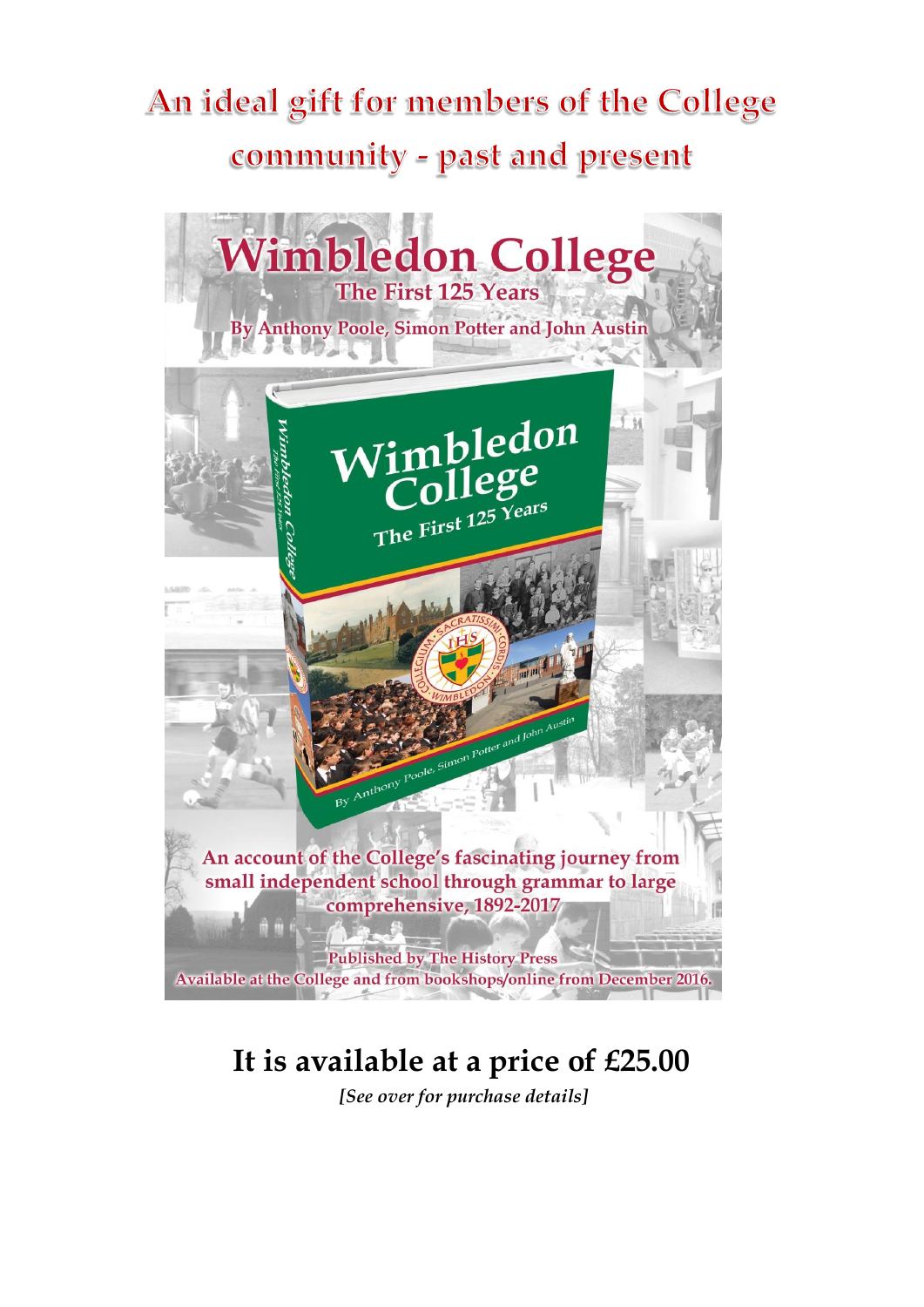# An ideal gift for members of the College community - past and present

## Wimbledon College
### The First 125 Years

By Anthony Poole, Simon Potter and John Austin

An account of the College's fascinating journey from small independent school through grammar to large comprehensive, 1892-2017

Published by The History Press

Available at the College and from bookshops/online from December 2016.

## It is available at a price of £25.00

*[See over for purchase details]*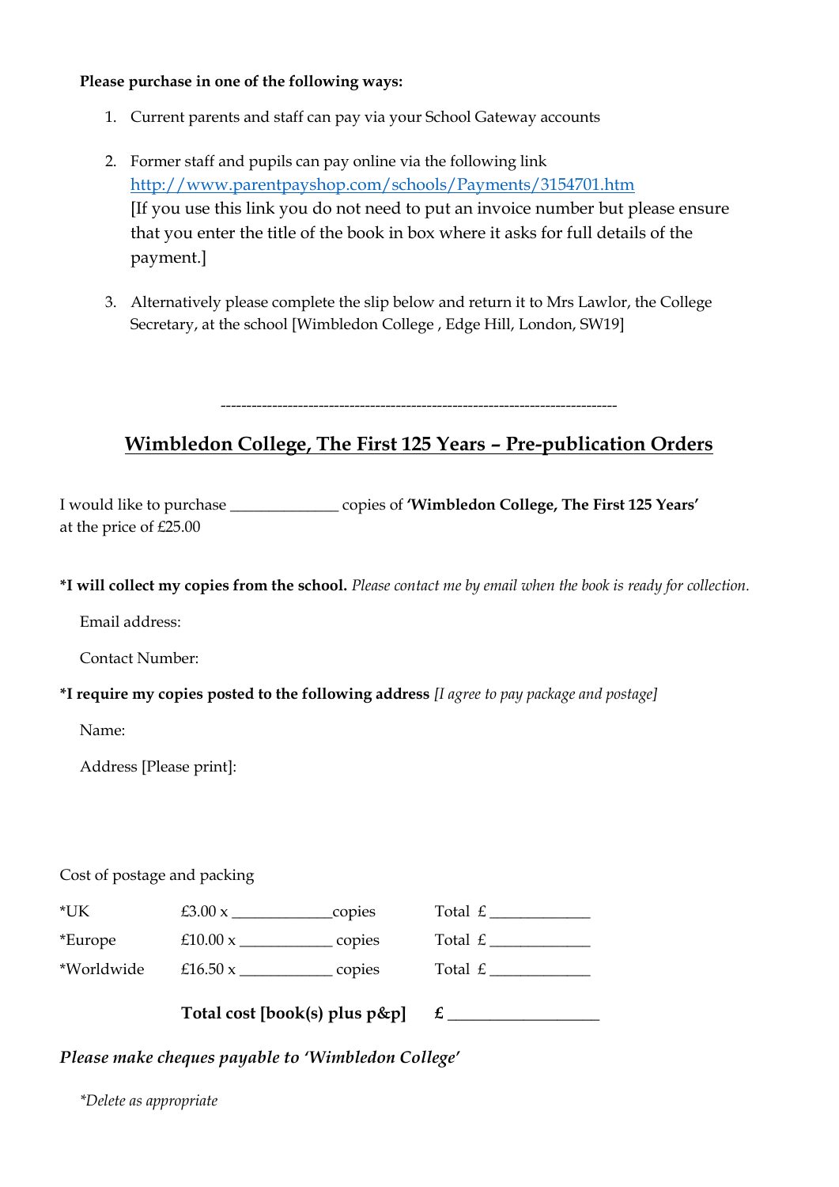**Please purchase in one of the following ways:**

1. Current parents and staff can pay via your School Gateway accounts

2. Former staff and pupils can pay online via the following link [http://www.parentpayshop.com/schools/Payments/3154701.htm](http://www.parentpayshop.com/schools/Payments/3154701.htm)
[If you use this link you do not need to put an invoice number but please ensure that you enter the title of the book in box where it asks for full details of the payment.]

3. Alternatively please complete the slip below and return it to Mrs Lawlor, the College Secretary, at the school [Wimbledon College , Edge Hill, London, SW19]

---

## Wimbledon College, The First 125 Years – Pre-publication Orders

I would like to purchase _____________ copies of **'Wimbledon College, The First 125 Years'** at the price of £25.00

**\*I will collect my copies from the school.** *Please contact me by email when the book is ready for collection.*

Email address:

Contact Number:

**\*I require my copies posted to the following address** *[I agree to pay package and postage]*

Name:

Address [Please print]:

Cost of postage and packing

| | | | |
|---|---|---|---|
| *UK | £3.00 x ____________copies | | Total £ ____________ |
| *Europe | £10.00 x ___________ copies | | Total £ ____________ |
| *Worldwide | £16.50 x ___________ copies | | Total £ ____________ |
| | **Total cost [book(s) plus p&p]** | | **£** __________________ |

***Please make cheques payable to 'Wimbledon College'***

*\*Delete as appropriate*